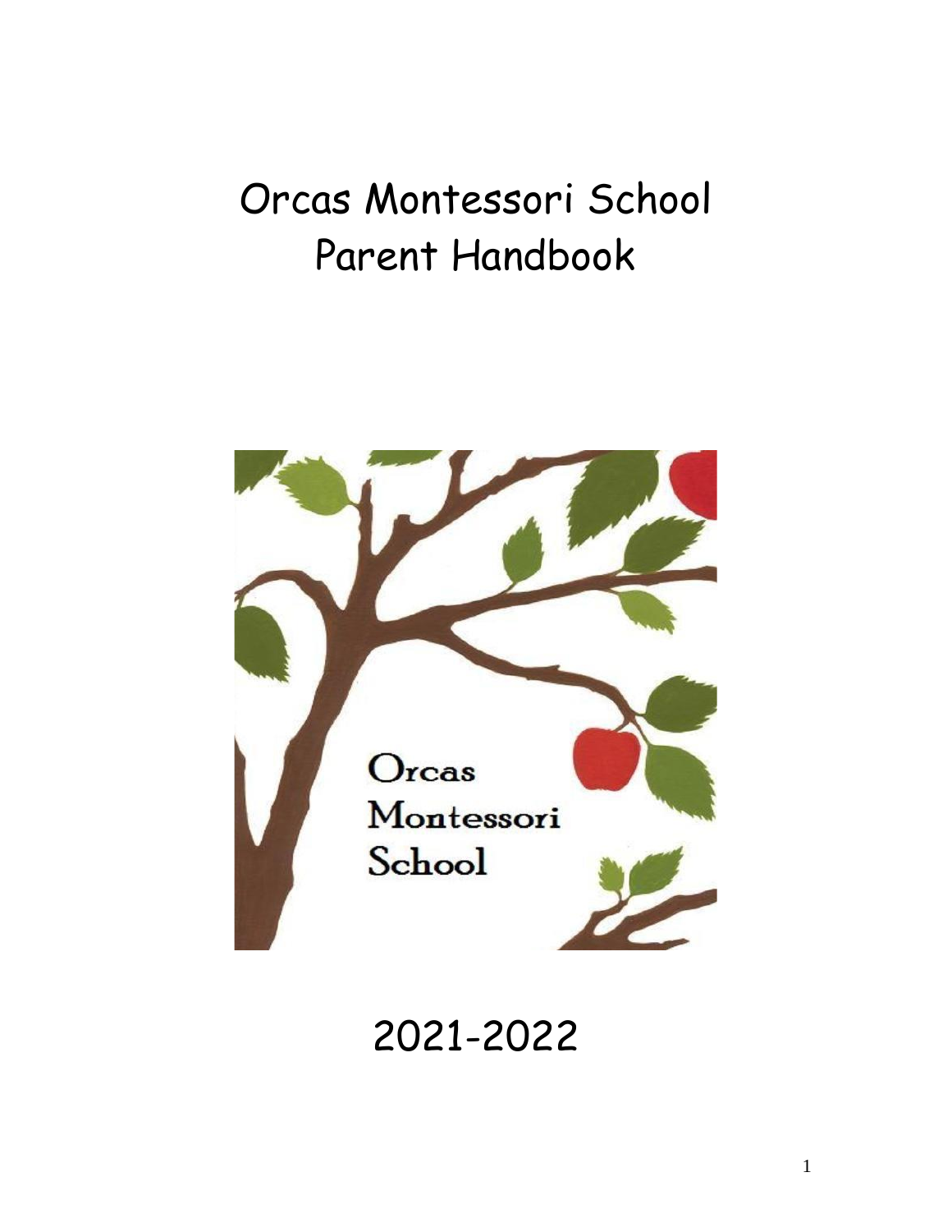# Orcas Montessori School
# Parent Handbook

2021-2022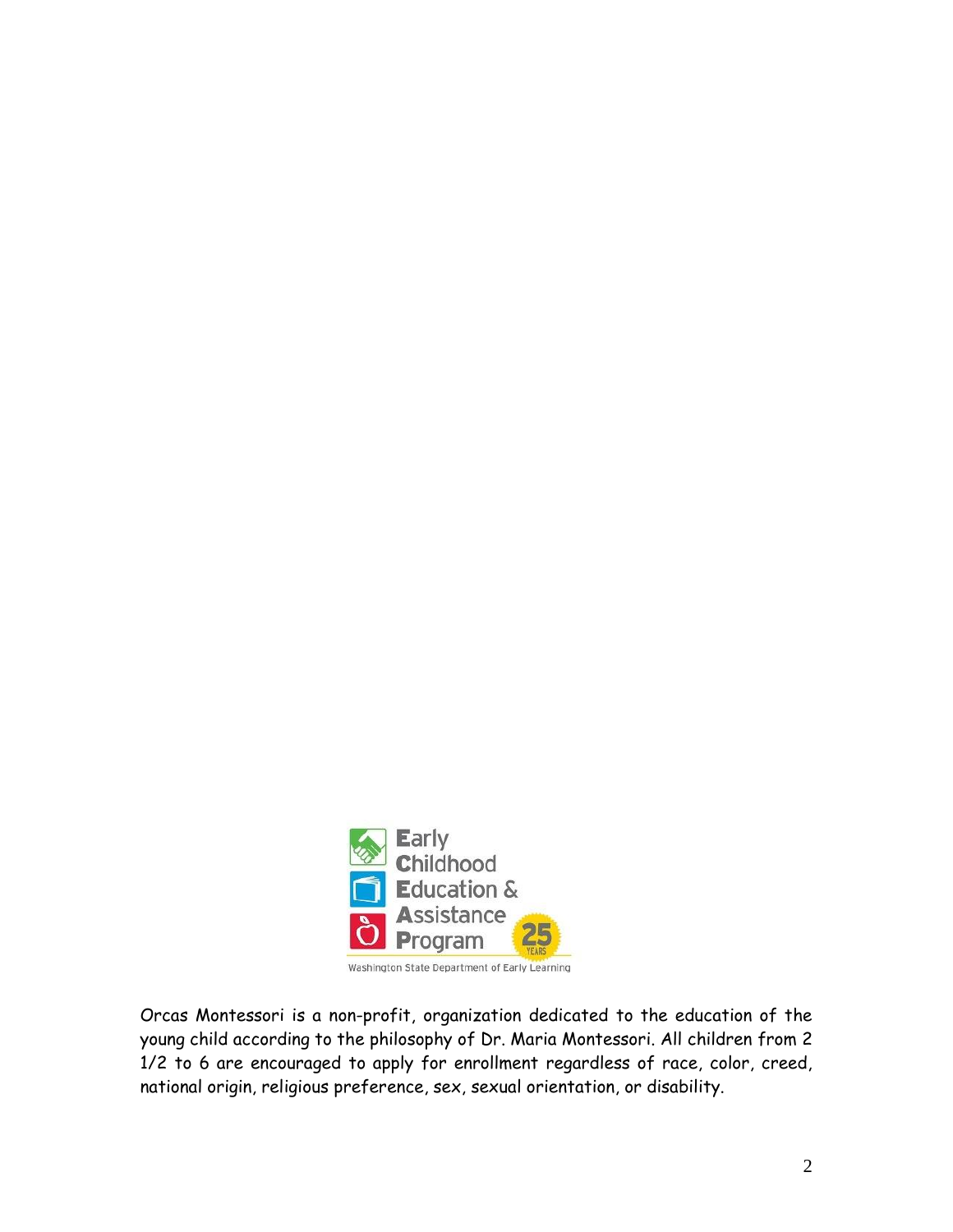Early
Childhood
Education &
Assistance
Program
25 YEARS
Washington State Department of Early Learning

Orcas Montessori is a non-profit, organization dedicated to the education of the young child according to the philosophy of Dr. Maria Montessori. All children from 2 1/2 to 6 are encouraged to apply for enrollment regardless of race, color, creed, national origin, religious preference, sex, sexual orientation, or disability.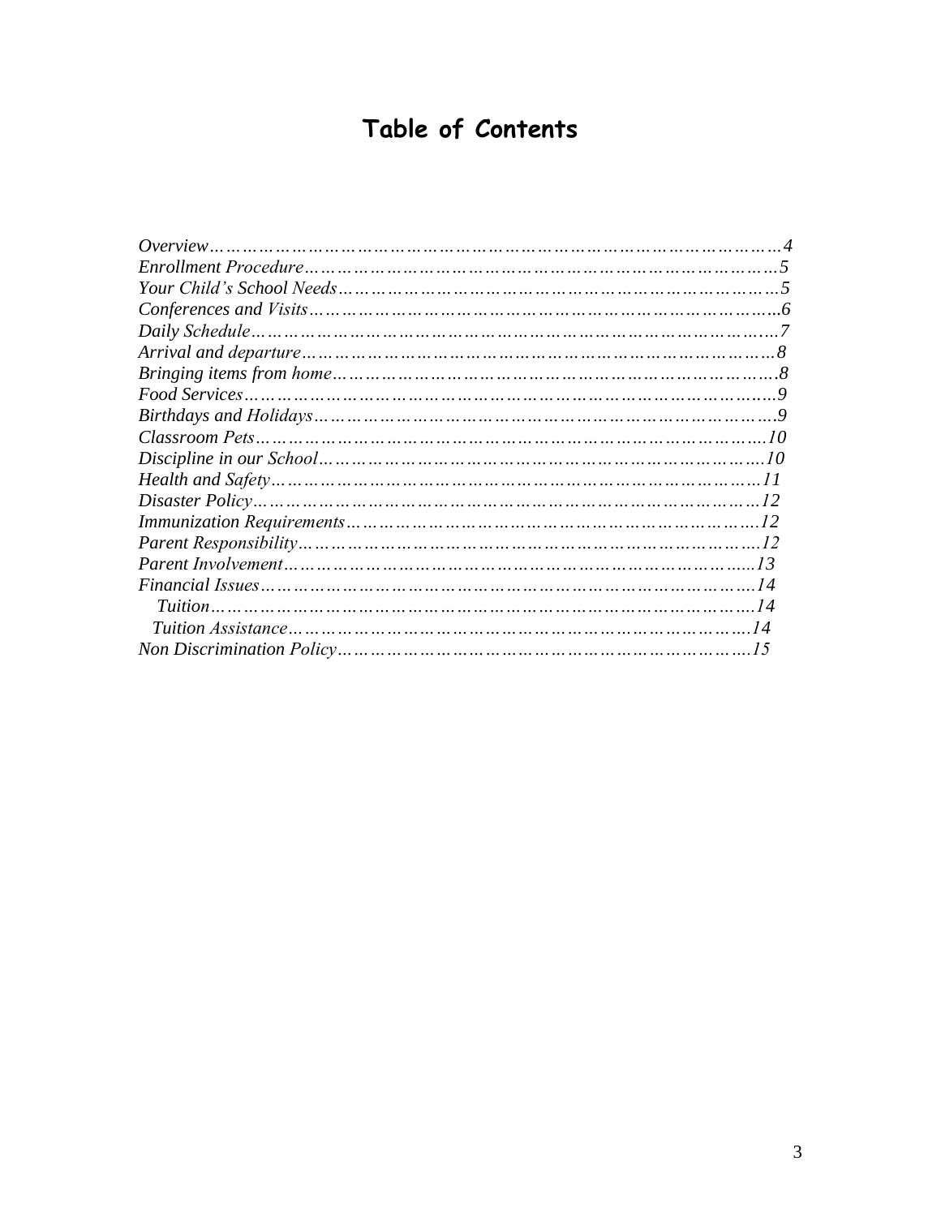# Table of Contents

*Overview………………………………………………………………………………………4*
*Enrollment Procedure……………………………………………………………………………5*
*Your Child's School Needs………………………………………………………………………5*
*Conferences and Visits……………………………………………………………………………6*
*Daily Schedule…………………………………………………………………………………….7*
*Arrival and departure……………………………………………………………………………8*
*Bringing items from home……………………………………………………………………….8*
*Food Services……………………………………………………………………………………..9*
*Birthdays and Holidays…………………………………………………………………………..9*
*Classroom Pets………………………………………………………………………………….10*
*Discipline in our School…………………………………………………………………………10*
*Health and Safety………………………………………………………………………………11*
*Disaster Policy…………………………………………………………………………………12*
*Immunization Requirements……………………………………………………………………12*
*Parent Responsibility……………………………………………………………………………12*
*Parent Involvement……………………………………………………………………………..13*
*Financial Issues………………………………………………………………………………….14*
*Tuition…………………………………………………………………………………………….14*
*Tuition Assistance……………………………………………………………………………….14*
*Non Discrimination Policy……………………………………………………………………….15*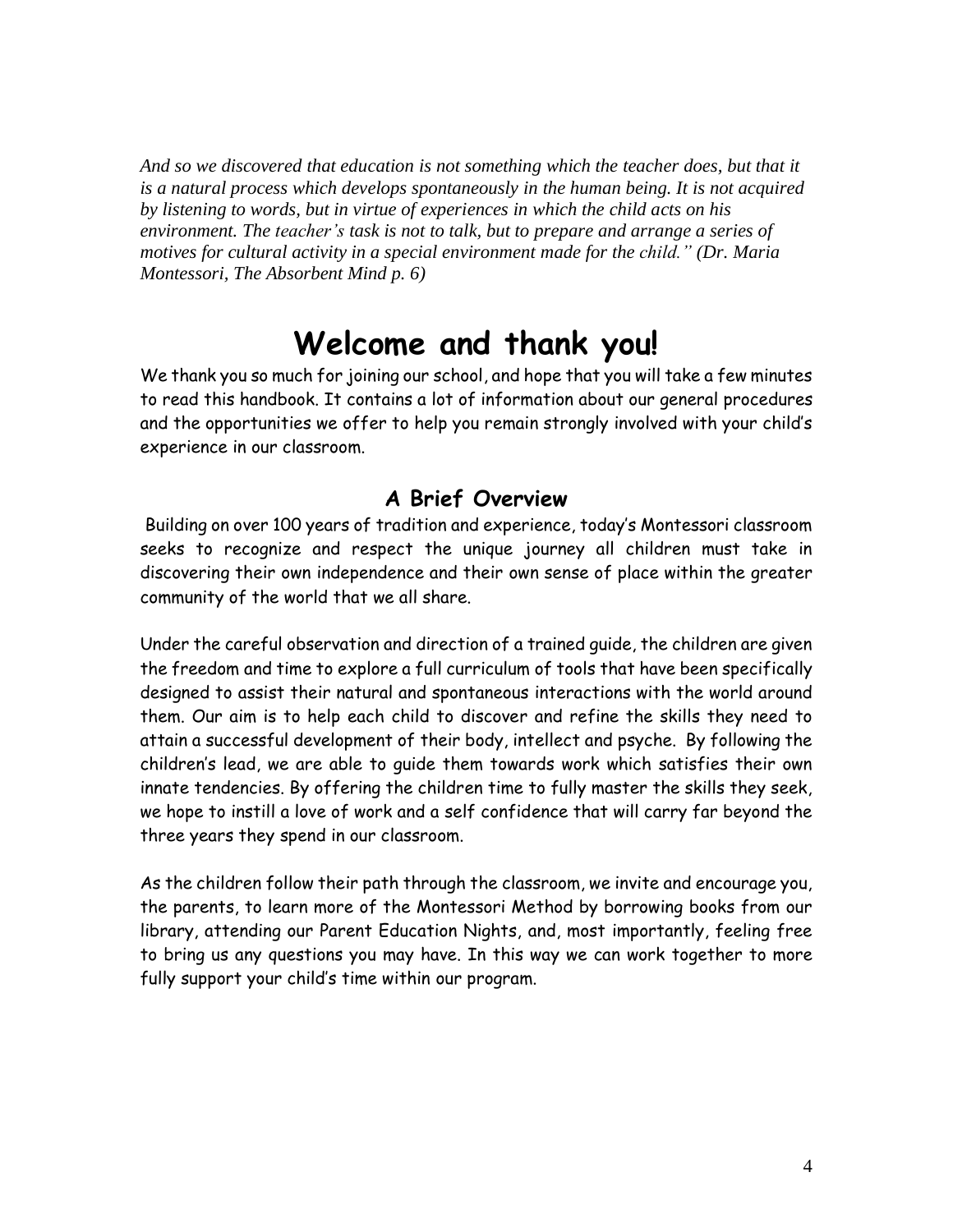*And so we discovered that education is not something which the teacher does, but that it is a natural process which develops spontaneously in the human being. It is not acquired by listening to words, but in virtue of experiences in which the child acts on his environment. The teacher's task is not to talk, but to prepare and arrange a series of motives for cultural activity in a special environment made for the child." (Dr. Maria Montessori, The Absorbent Mind p. 6)*

# Welcome and thank you!

We thank you so much for joining our school, and hope that you will take a few minutes to read this handbook. It contains a lot of information about our general procedures and the opportunities we offer to help you remain strongly involved with your child's experience in our classroom.

## A Brief Overview

Building on over 100 years of tradition and experience, today's Montessori classroom seeks to recognize and respect the unique journey all children must take in discovering their own independence and their own sense of place within the greater community of the world that we all share.

Under the careful observation and direction of a trained guide, the children are given the freedom and time to explore a full curriculum of tools that have been specifically designed to assist their natural and spontaneous interactions with the world around them. Our aim is to help each child to discover and refine the skills they need to attain a successful development of their body, intellect and psyche. By following the children's lead, we are able to guide them towards work which satisfies their own innate tendencies. By offering the children time to fully master the skills they seek, we hope to instill a love of work and a self confidence that will carry far beyond the three years they spend in our classroom.

As the children follow their path through the classroom, we invite and encourage you, the parents, to learn more of the Montessori Method by borrowing books from our library, attending our Parent Education Nights, and, most importantly, feeling free to bring us any questions you may have. In this way we can work together to more fully support your child's time within our program.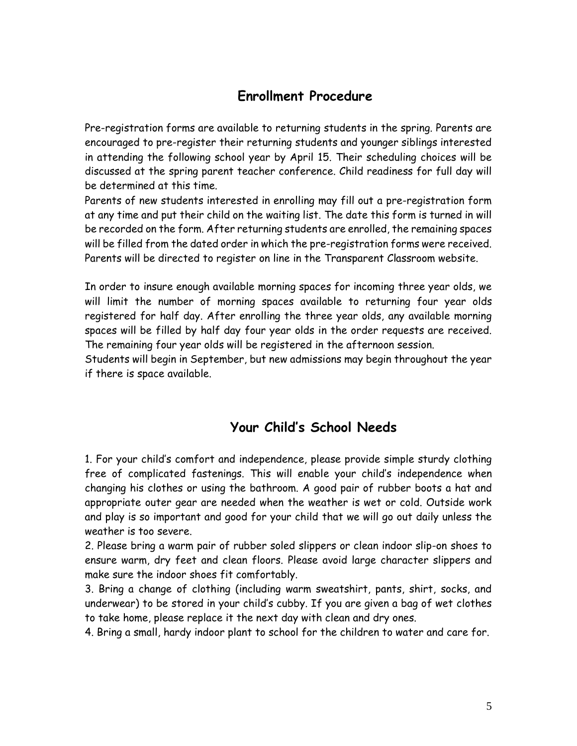## Enrollment Procedure

Pre-registration forms are available to returning students in the spring. Parents are encouraged to pre-register their returning students and younger siblings interested in attending the following school year by April 15. Their scheduling choices will be discussed at the spring parent teacher conference. Child readiness for full day will be determined at this time.
Parents of new students interested in enrolling may fill out a pre-registration form at any time and put their child on the waiting list. The date this form is turned in will be recorded on the form. After returning students are enrolled, the remaining spaces will be filled from the dated order in which the pre-registration forms were received. Parents will be directed to register on line in the Transparent Classroom website.

In order to insure enough available morning spaces for incoming three year olds, we will limit the number of morning spaces available to returning four year olds registered for half day. After enrolling the three year olds, any available morning spaces will be filled by half day four year olds in the order requests are received. The remaining four year olds will be registered in the afternoon session.
Students will begin in September, but new admissions may begin throughout the year if there is space available.

## Your Child's School Needs

1. For your child's comfort and independence, please provide simple sturdy clothing free of complicated fastenings. This will enable your child's independence when changing his clothes or using the bathroom. A good pair of rubber boots a hat and appropriate outer gear are needed when the weather is wet or cold. Outside work and play is so important and good for your child that we will go out daily unless the weather is too severe.
2. Please bring a warm pair of rubber soled slippers or clean indoor slip-on shoes to ensure warm, dry feet and clean floors. Please avoid large character slippers and make sure the indoor shoes fit comfortably.
3. Bring a change of clothing (including warm sweatshirt, pants, shirt, socks, and underwear) to be stored in your child's cubby. If you are given a bag of wet clothes to take home, please replace it the next day with clean and dry ones.
4. Bring a small, hardy indoor plant to school for the children to water and care for.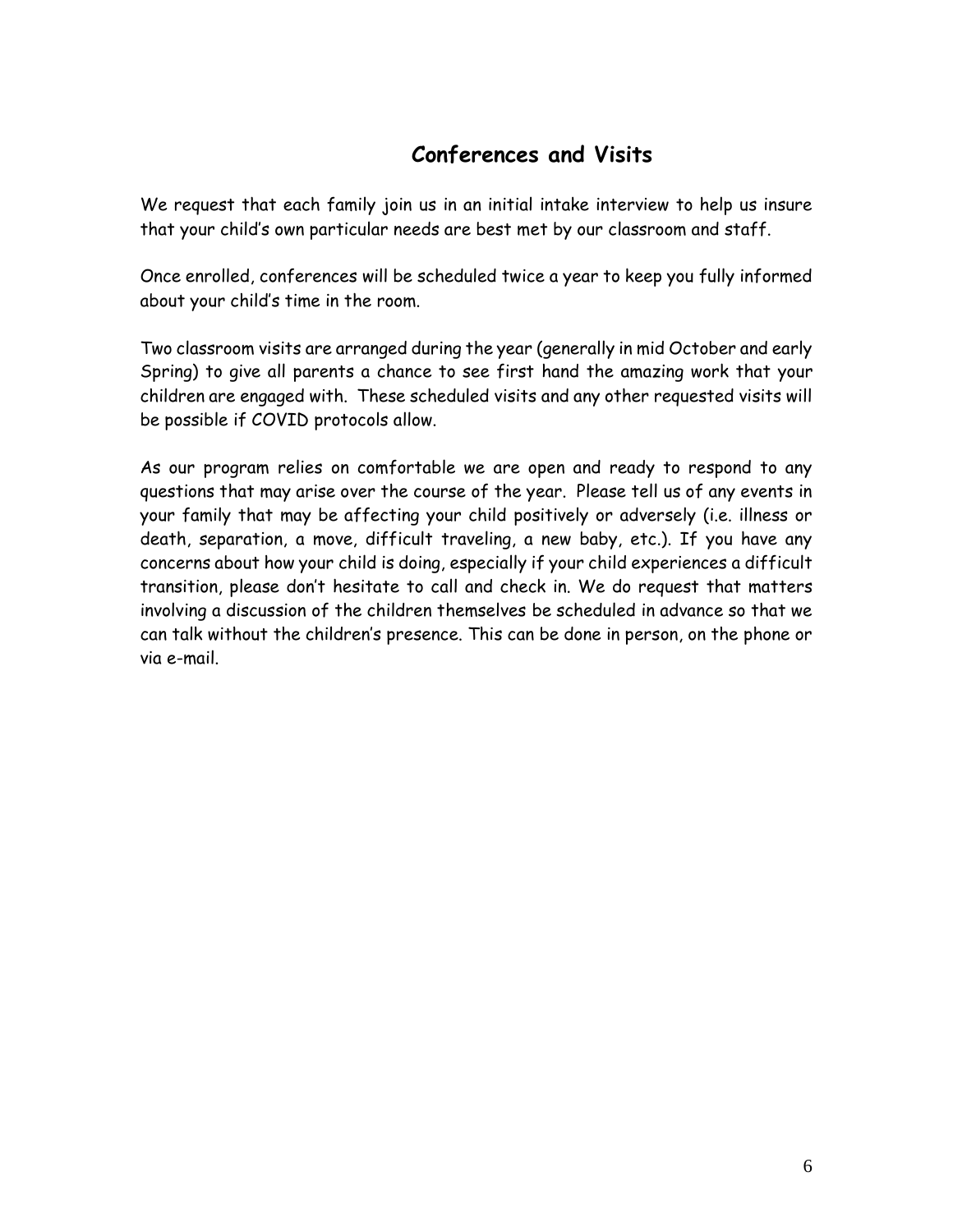## Conferences and Visits

We request that each family join us in an initial intake interview to help us insure that your child's own particular needs are best met by our classroom and staff.

Once enrolled, conferences will be scheduled twice a year to keep you fully informed about your child's time in the room.

Two classroom visits are arranged during the year (generally in mid October and early Spring) to give all parents a chance to see first hand the amazing work that your children are engaged with. These scheduled visits and any other requested visits will be possible if COVID protocols allow.

As our program relies on comfortable we are open and ready to respond to any questions that may arise over the course of the year. Please tell us of any events in your family that may be affecting your child positively or adversely (i.e. illness or death, separation, a move, difficult traveling, a new baby, etc.). If you have any concerns about how your child is doing, especially if your child experiences a difficult transition, please don't hesitate to call and check in. We do request that matters involving a discussion of the children themselves be scheduled in advance so that we can talk without the children's presence. This can be done in person, on the phone or via e-mail.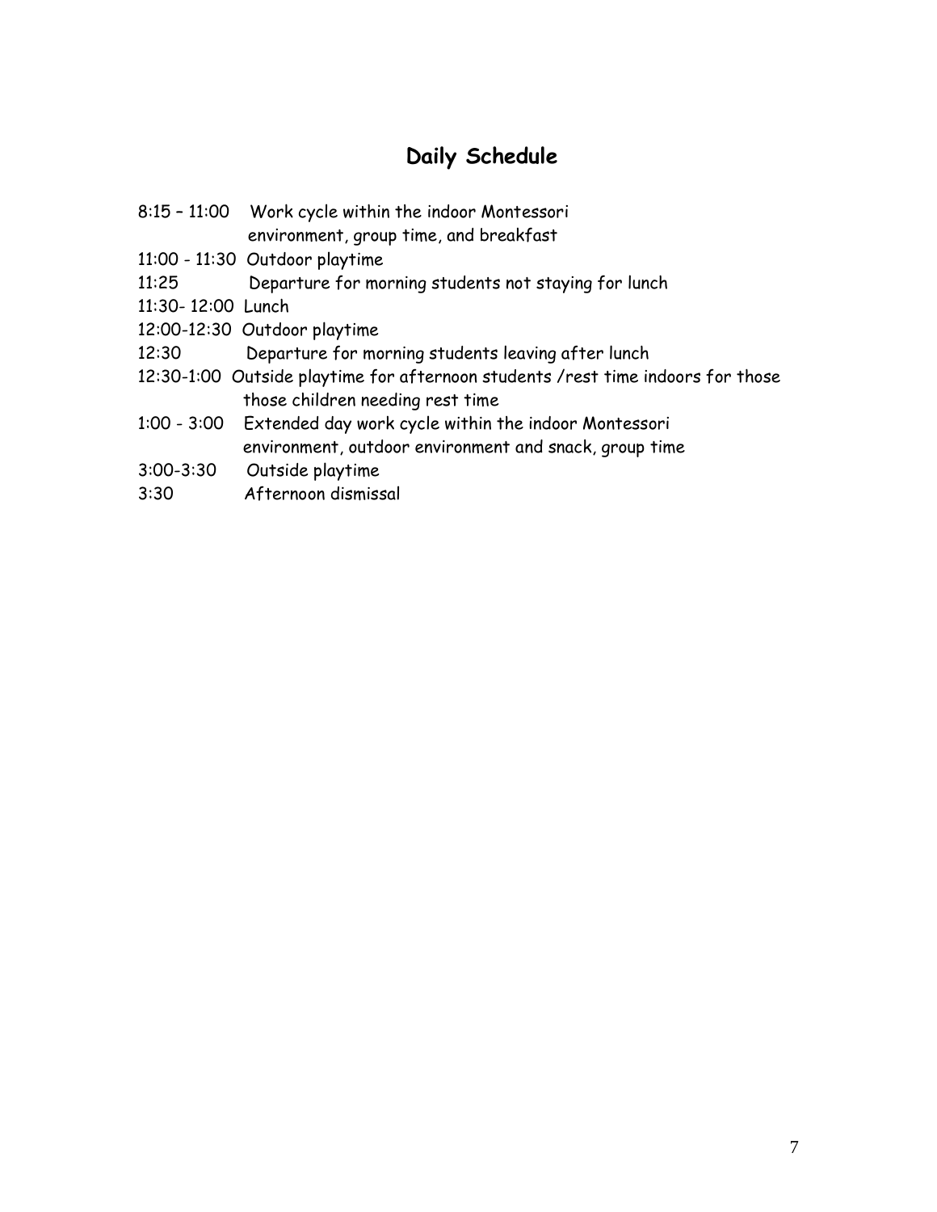## Daily Schedule

8:15 – 11:00 Work cycle within the indoor Montessori environment, group time, and breakfast
11:00 - 11:30 Outdoor playtime
11:25 Departure for morning students not staying for lunch
11:30- 12:00 Lunch
12:00-12:30 Outdoor playtime
12:30 Departure for morning students leaving after lunch
12:30-1:00 Outside playtime for afternoon students /rest time indoors for those those children needing rest time
1:00 - 3:00 Extended day work cycle within the indoor Montessori environment, outdoor environment and snack, group time
3:00-3:30 Outside playtime
3:30 Afternoon dismissal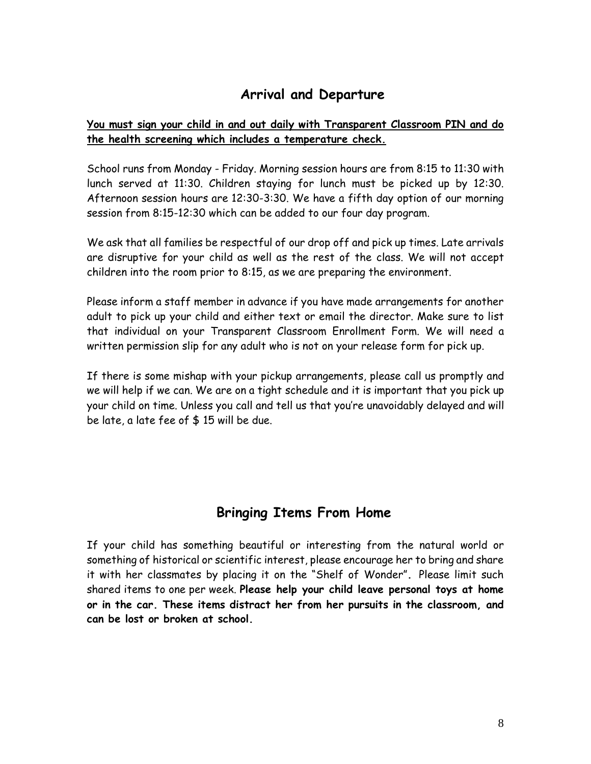## Arrival and Departure

**You must sign your child in and out daily with Transparent Classroom PIN and do the health screening which includes a temperature check.**

School runs from Monday - Friday. Morning session hours are from 8:15 to 11:30 with lunch served at 11:30. Children staying for lunch must be picked up by 12:30. Afternoon session hours are 12:30-3:30. We have a fifth day option of our morning session from 8:15-12:30 which can be added to our four day program.

We ask that all families be respectful of our drop off and pick up times. Late arrivals are disruptive for your child as well as the rest of the class. We will not accept children into the room prior to 8:15, as we are preparing the environment.

Please inform a staff member in advance if you have made arrangements for another adult to pick up your child and either text or email the director. Make sure to list that individual on your Transparent Classroom Enrollment Form. We will need a written permission slip for any adult who is not on your release form for pick up.

If there is some mishap with your pickup arrangements, please call us promptly and we will help if we can. We are on a tight schedule and it is important that you pick up your child on time. Unless you call and tell us that you're unavoidably delayed and will be late, a late fee of $ 15 will be due.

## Bringing Items From Home

If your child has something beautiful or interesting from the natural world or something of historical or scientific interest, please encourage her to bring and share it with her classmates by placing it on the "Shelf of Wonder". Please limit such shared items to one per week. **Please help your child leave personal toys at home or in the car. These items distract her from her pursuits in the classroom, and can be lost or broken at school.**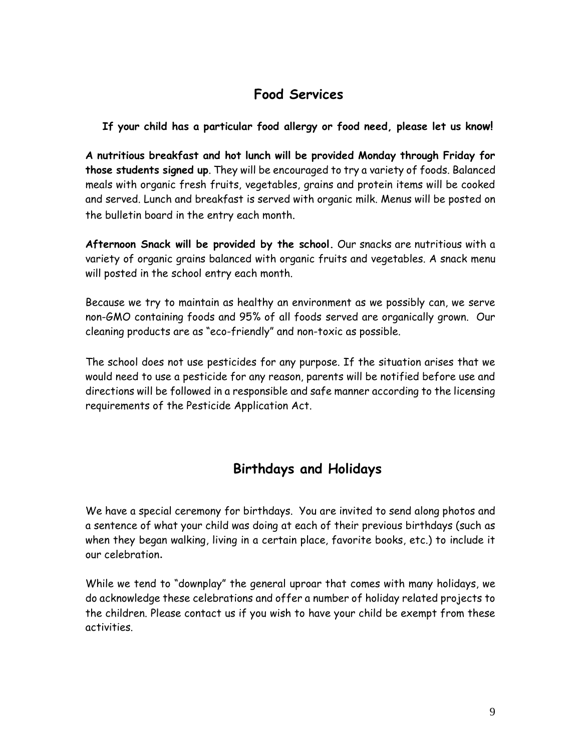## Food Services

**If your child has a particular food allergy or food need, please let us know!**

**A nutritious breakfast and hot lunch will be provided Monday through Friday for those students signed up**. They will be encouraged to try a variety of foods. Balanced meals with organic fresh fruits, vegetables, grains and protein items will be cooked and served. Lunch and breakfast is served with organic milk. Menus will be posted on the bulletin board in the entry each month.

**Afternoon Snack will be provided by the school.** Our snacks are nutritious with a variety of organic grains balanced with organic fruits and vegetables. A snack menu will posted in the school entry each month.

Because we try to maintain as healthy an environment as we possibly can, we serve non-GMO containing foods and 95% of all foods served are organically grown. Our cleaning products are as "eco-friendly" and non-toxic as possible.

The school does not use pesticides for any purpose. If the situation arises that we would need to use a pesticide for any reason, parents will be notified before use and directions will be followed in a responsible and safe manner according to the licensing requirements of the Pesticide Application Act.

## Birthdays and Holidays

We have a special ceremony for birthdays. You are invited to send along photos and a sentence of what your child was doing at each of their previous birthdays (such as when they began walking, living in a certain place, favorite books, etc.) to include it our celebration.

While we tend to "downplay" the general uproar that comes with many holidays, we do acknowledge these celebrations and offer a number of holiday related projects to the children. Please contact us if you wish to have your child be exempt from these activities.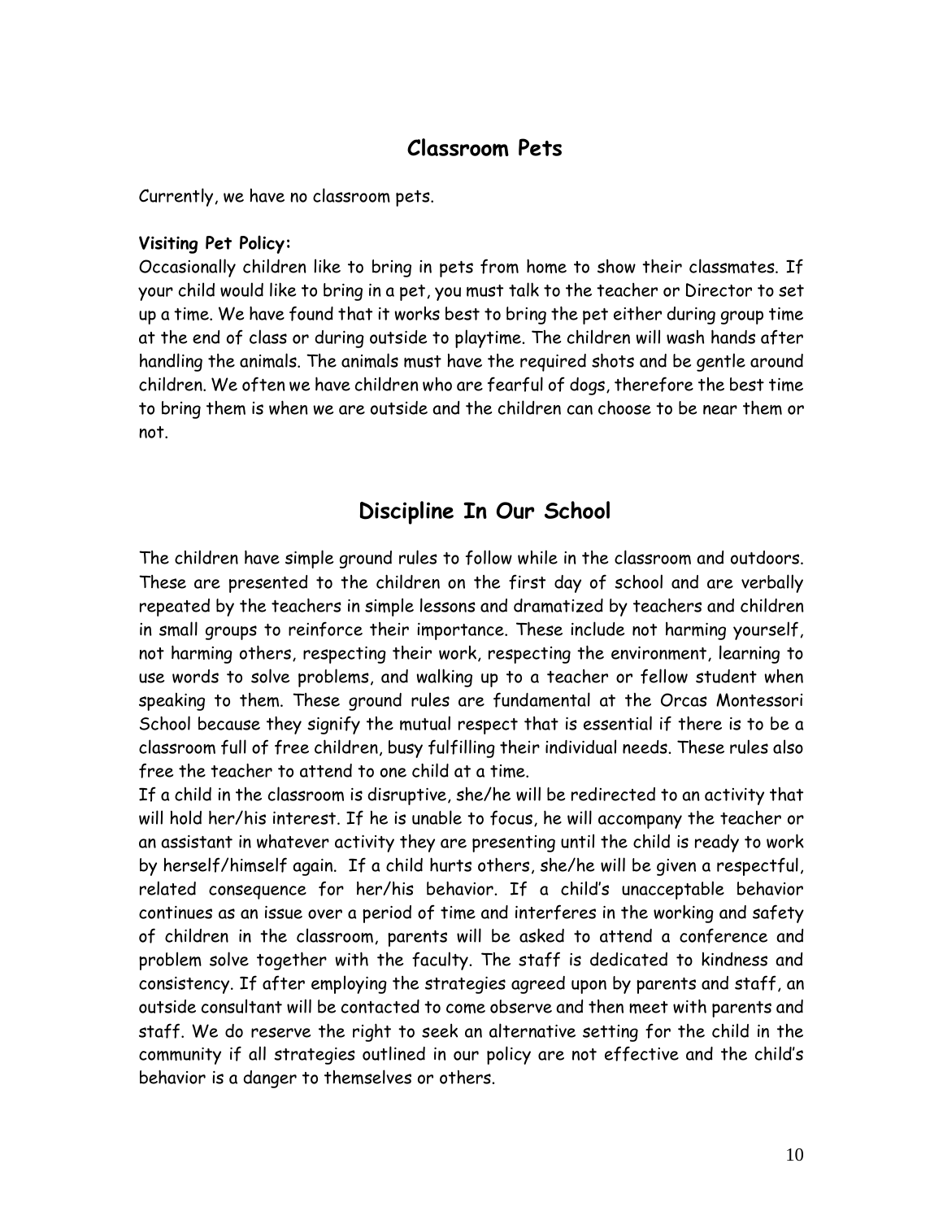## Classroom Pets

Currently, we have no classroom pets.

**Visiting Pet Policy:**

Occasionally children like to bring in pets from home to show their classmates. If your child would like to bring in a pet, you must talk to the teacher or Director to set up a time. We have found that it works best to bring the pet either during group time at the end of class or during outside to playtime. The children will wash hands after handling the animals. The animals must have the required shots and be gentle around children. We often we have children who are fearful of dogs, therefore the best time to bring them is when we are outside and the children can choose to be near them or not.

## Discipline In Our School

The children have simple ground rules to follow while in the classroom and outdoors. These are presented to the children on the first day of school and are verbally repeated by the teachers in simple lessons and dramatized by teachers and children in small groups to reinforce their importance. These include not harming yourself, not harming others, respecting their work, respecting the environment, learning to use words to solve problems, and walking up to a teacher or fellow student when speaking to them. These ground rules are fundamental at the Orcas Montessori School because they signify the mutual respect that is essential if there is to be a classroom full of free children, busy fulfilling their individual needs. These rules also free the teacher to attend to one child at a time.

If a child in the classroom is disruptive, she/he will be redirected to an activity that will hold her/his interest. If he is unable to focus, he will accompany the teacher or an assistant in whatever activity they are presenting until the child is ready to work by herself/himself again. If a child hurts others, she/he will be given a respectful, related consequence for her/his behavior. If a child's unacceptable behavior continues as an issue over a period of time and interferes in the working and safety of children in the classroom, parents will be asked to attend a conference and problem solve together with the faculty. The staff is dedicated to kindness and consistency. If after employing the strategies agreed upon by parents and staff, an outside consultant will be contacted to come observe and then meet with parents and staff. We do reserve the right to seek an alternative setting for the child in the community if all strategies outlined in our policy are not effective and the child's behavior is a danger to themselves or others.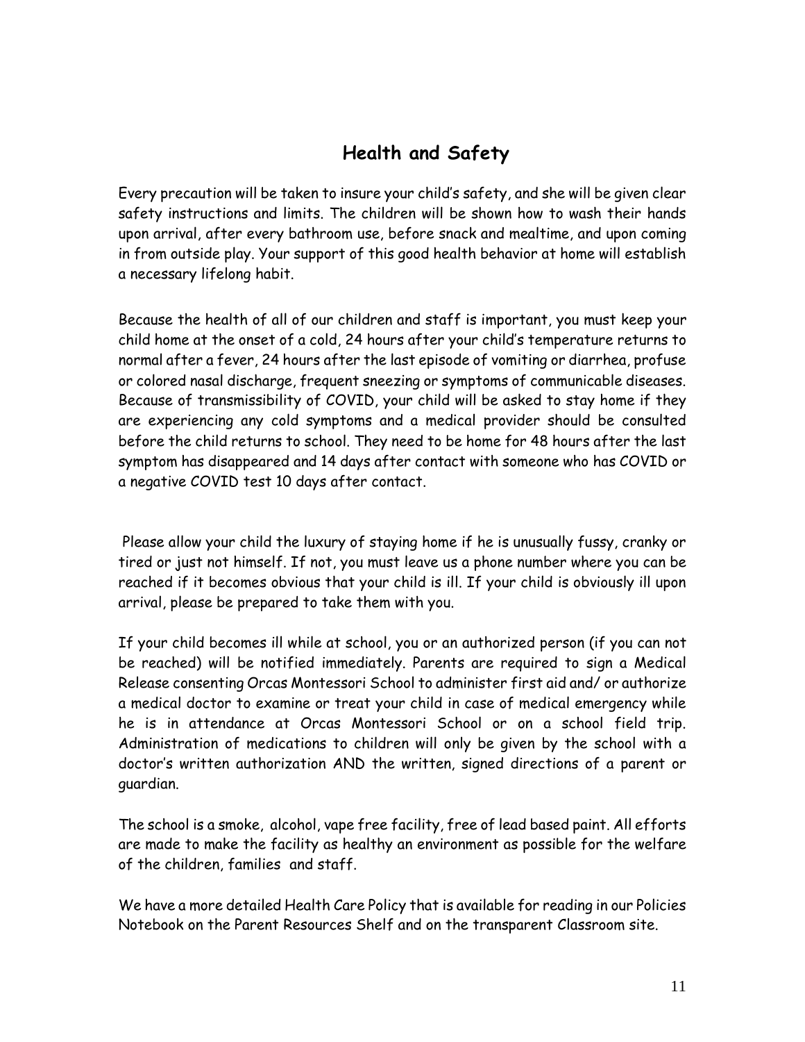## Health and Safety

Every precaution will be taken to insure your child's safety, and she will be given clear safety instructions and limits. The children will be shown how to wash their hands upon arrival, after every bathroom use, before snack and mealtime, and upon coming in from outside play. Your support of this good health behavior at home will establish a necessary lifelong habit.

Because the health of all of our children and staff is important, you must keep your child home at the onset of a cold, 24 hours after your child's temperature returns to normal after a fever, 24 hours after the last episode of vomiting or diarrhea, profuse or colored nasal discharge, frequent sneezing or symptoms of communicable diseases. Because of transmissibility of COVID, your child will be asked to stay home if they are experiencing any cold symptoms and a medical provider should be consulted before the child returns to school. They need to be home for 48 hours after the last symptom has disappeared and 14 days after contact with someone who has COVID or a negative COVID test 10 days after contact.

Please allow your child the luxury of staying home if he is unusually fussy, cranky or tired or just not himself. If not, you must leave us a phone number where you can be reached if it becomes obvious that your child is ill. If your child is obviously ill upon arrival, please be prepared to take them with you.

If your child becomes ill while at school, you or an authorized person (if you can not be reached) will be notified immediately. Parents are required to sign a Medical Release consenting Orcas Montessori School to administer first aid and/ or authorize a medical doctor to examine or treat your child in case of medical emergency while he is in attendance at Orcas Montessori School or on a school field trip. Administration of medications to children will only be given by the school with a doctor's written authorization AND the written, signed directions of a parent or guardian.

The school is a smoke, alcohol, vape free facility, free of lead based paint. All efforts are made to make the facility as healthy an environment as possible for the welfare of the children, families and staff.

We have a more detailed Health Care Policy that is available for reading in our Policies Notebook on the Parent Resources Shelf and on the transparent Classroom site.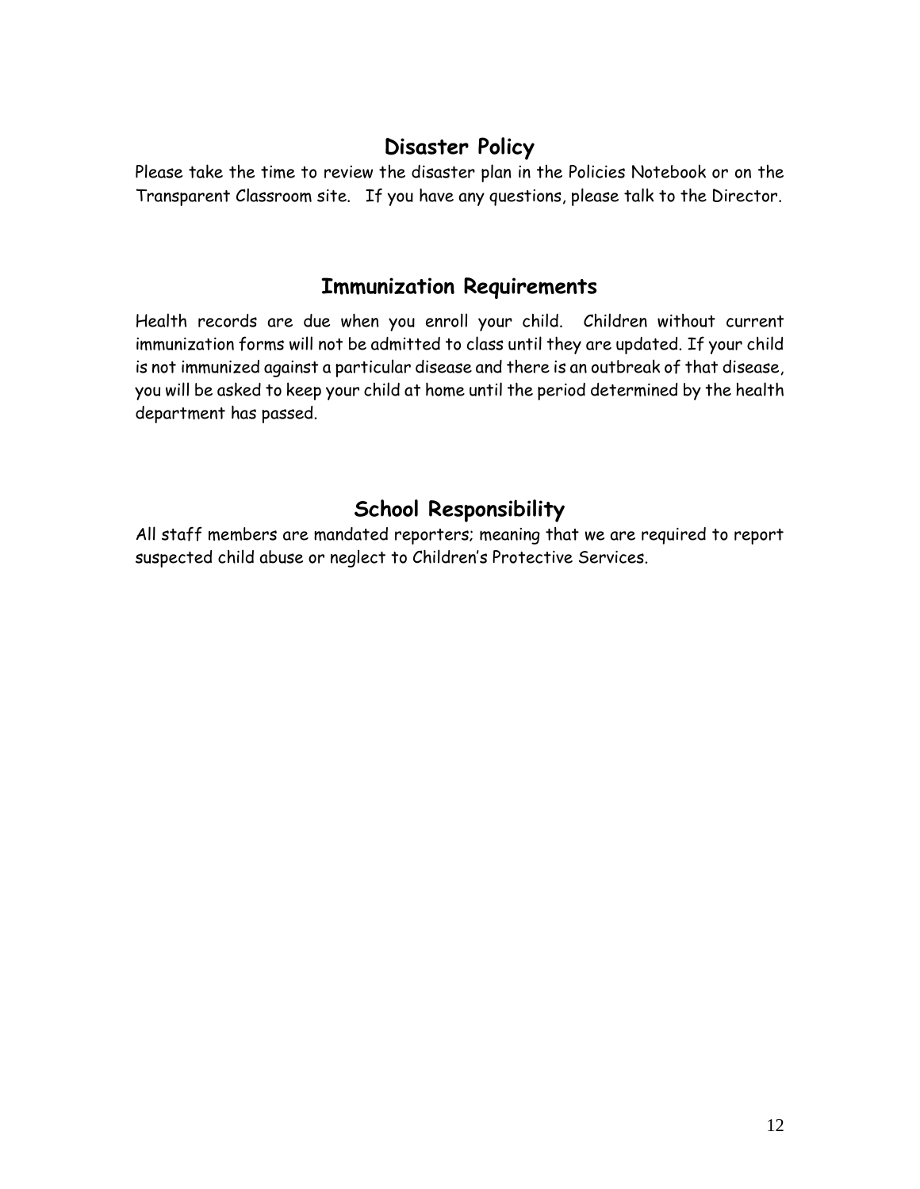## Disaster Policy

Please take the time to review the disaster plan in the Policies Notebook or on the Transparent Classroom site. If you have any questions, please talk to the Director.

## Immunization Requirements

Health records are due when you enroll your child. Children without current immunization forms will not be admitted to class until they are updated. If your child is not immunized against a particular disease and there is an outbreak of that disease, you will be asked to keep your child at home until the period determined by the health department has passed.

## School Responsibility

All staff members are mandated reporters; meaning that we are required to report suspected child abuse or neglect to Children's Protective Services.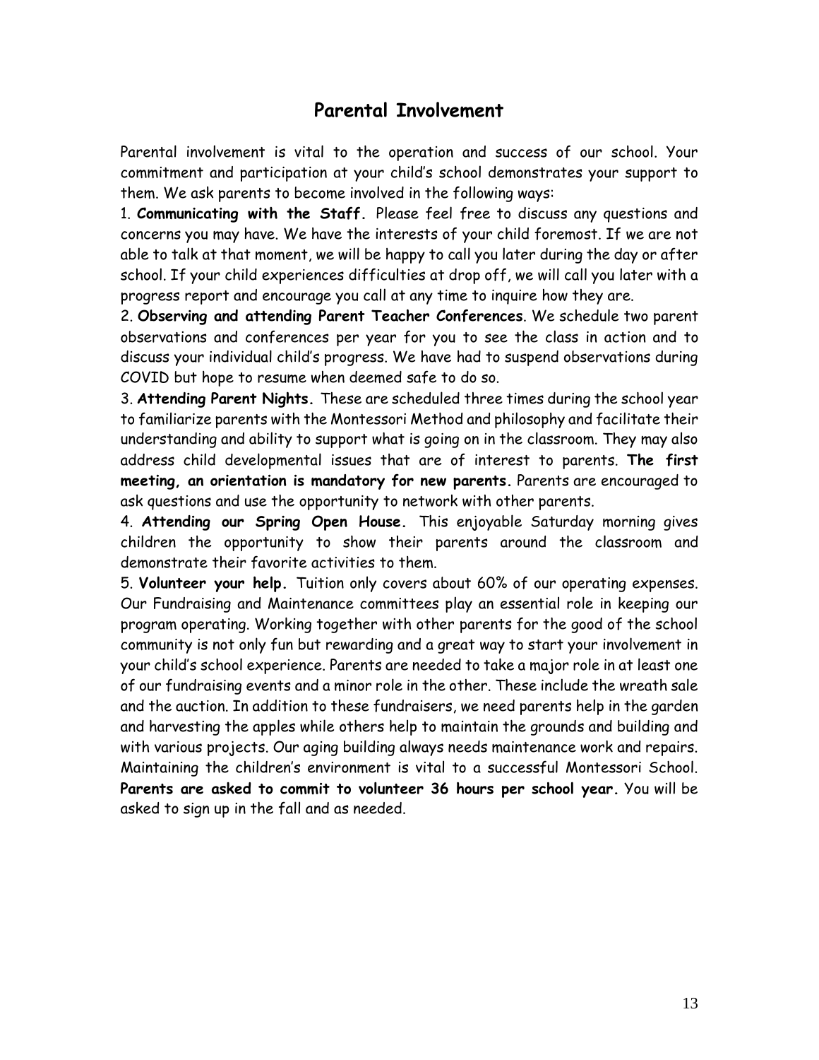## Parental Involvement

Parental involvement is vital to the operation and success of our school. Your commitment and participation at your child's school demonstrates your support to them. We ask parents to become involved in the following ways:

1. **Communicating with the Staff.** Please feel free to discuss any questions and concerns you may have. We have the interests of your child foremost. If we are not able to talk at that moment, we will be happy to call you later during the day or after school. If your child experiences difficulties at drop off, we will call you later with a progress report and encourage you call at any time to inquire how they are.
2. **Observing and attending Parent Teacher Conferences**. We schedule two parent observations and conferences per year for you to see the class in action and to discuss your individual child's progress. We have had to suspend observations during COVID but hope to resume when deemed safe to do so.
3. **Attending Parent Nights.** These are scheduled three times during the school year to familiarize parents with the Montessori Method and philosophy and facilitate their understanding and ability to support what is going on in the classroom. They may also address child developmental issues that are of interest to parents. **The first meeting, an orientation is mandatory for new parents.** Parents are encouraged to ask questions and use the opportunity to network with other parents.
4. **Attending our Spring Open House.** This enjoyable Saturday morning gives children the opportunity to show their parents around the classroom and demonstrate their favorite activities to them.
5. **Volunteer your help.** Tuition only covers about 60% of our operating expenses. Our Fundraising and Maintenance committees play an essential role in keeping our program operating. Working together with other parents for the good of the school community is not only fun but rewarding and a great way to start your involvement in your child's school experience. Parents are needed to take a major role in at least one of our fundraising events and a minor role in the other. These include the wreath sale and the auction. In addition to these fundraisers, we need parents help in the garden and harvesting the apples while others help to maintain the grounds and building and with various projects. Our aging building always needs maintenance work and repairs. Maintaining the children's environment is vital to a successful Montessori School. **Parents are asked to commit to volunteer 36 hours per school year.** You will be asked to sign up in the fall and as needed.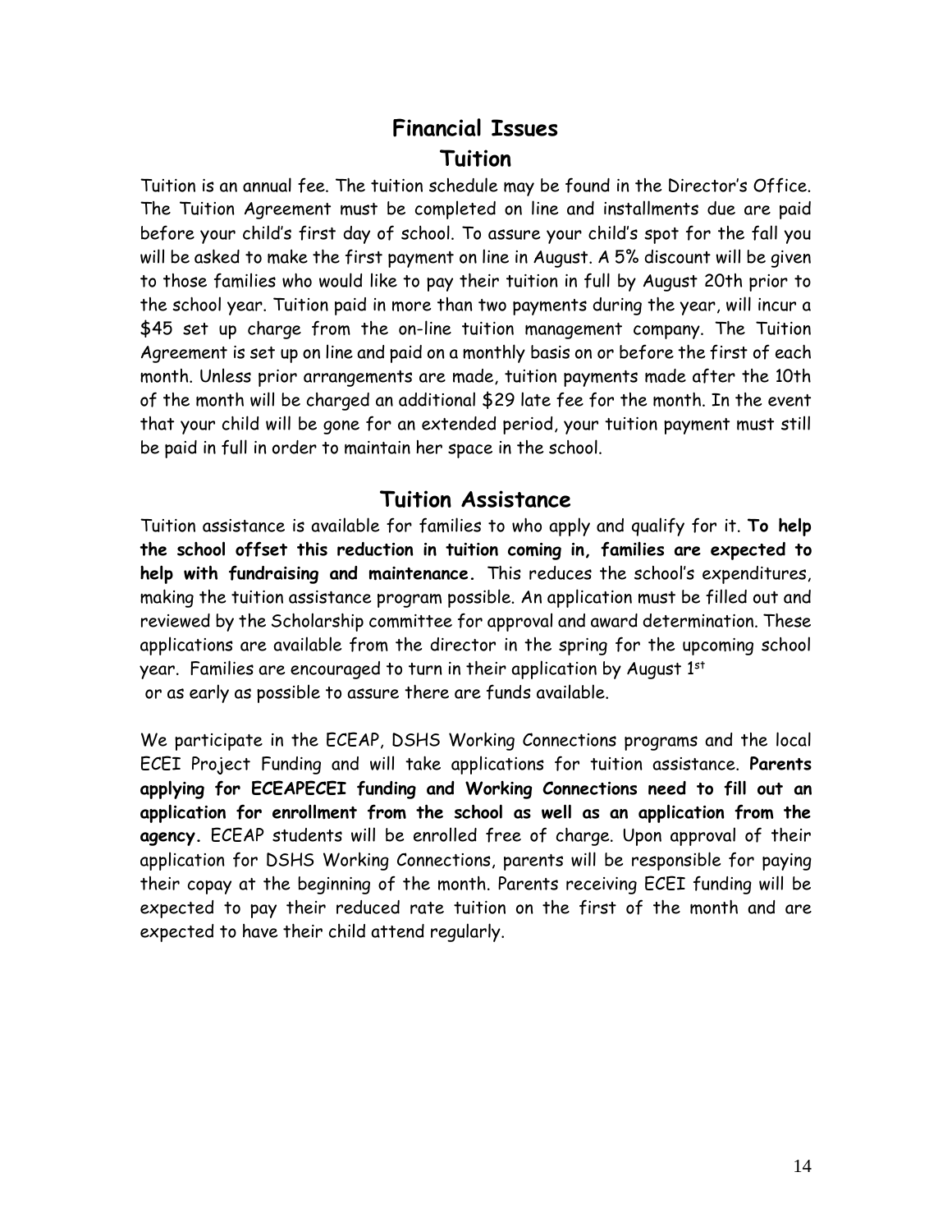# Financial Issues

## Tuition

Tuition is an annual fee. The tuition schedule may be found in the Director's Office. The Tuition Agreement must be completed on line and installments due are paid before your child's first day of school. To assure your child's spot for the fall you will be asked to make the first payment on line in August. A 5% discount will be given to those families who would like to pay their tuition in full by August 20th prior to the school year. Tuition paid in more than two payments during the year, will incur a $45 set up charge from the on-line tuition management company. The Tuition Agreement is set up on line and paid on a monthly basis on or before the first of each month. Unless prior arrangements are made, tuition payments made after the 10th of the month will be charged an additional $29 late fee for the month. In the event that your child will be gone for an extended period, your tuition payment must still be paid in full in order to maintain her space in the school.

## Tuition Assistance

Tuition assistance is available for families to who apply and qualify for it. **To help the school offset this reduction in tuition coming in, families are expected to help with fundraising and maintenance.** This reduces the school's expenditures, making the tuition assistance program possible. An application must be filled out and reviewed by the Scholarship committee for approval and award determination. These applications are available from the director in the spring for the upcoming school year. Families are encouraged to turn in their application by August 1st or as early as possible to assure there are funds available.

We participate in the ECEAP, DSHS Working Connections programs and the local ECEI Project Funding and will take applications for tuition assistance. **Parents applying for ECEAPECEI funding and Working Connections need to fill out an application for enrollment from the school as well as an application from the agency.** ECEAP students will be enrolled free of charge. Upon approval of their application for DSHS Working Connections, parents will be responsible for paying their copay at the beginning of the month. Parents receiving ECEI funding will be expected to pay their reduced rate tuition on the first of the month and are expected to have their child attend regularly.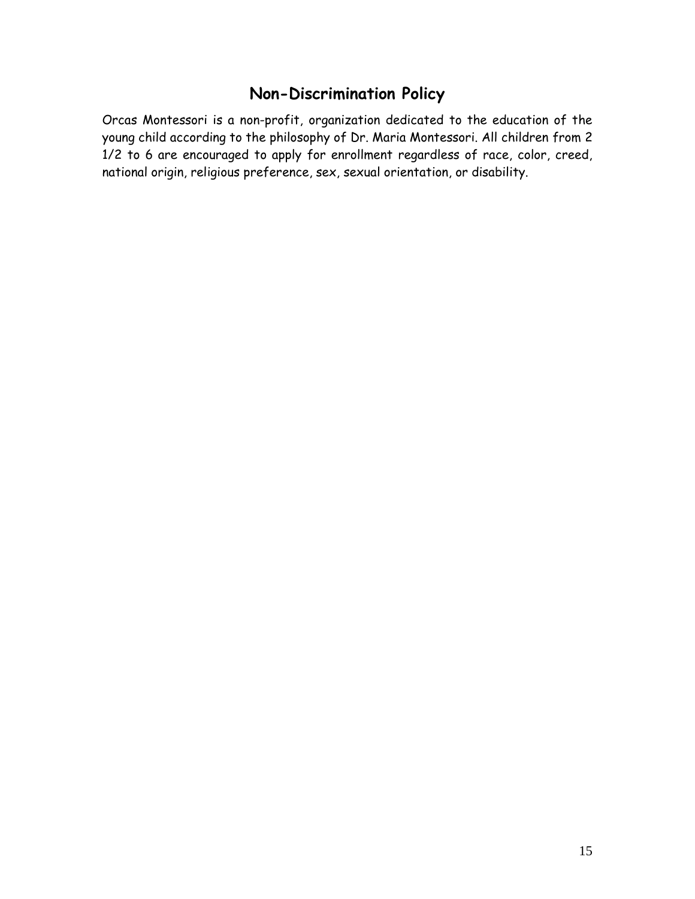## Non-Discrimination Policy

Orcas Montessori is a non-profit, organization dedicated to the education of the young child according to the philosophy of Dr. Maria Montessori. All children from 2 1/2 to 6 are encouraged to apply for enrollment regardless of race, color, creed, national origin, religious preference, sex, sexual orientation, or disability.